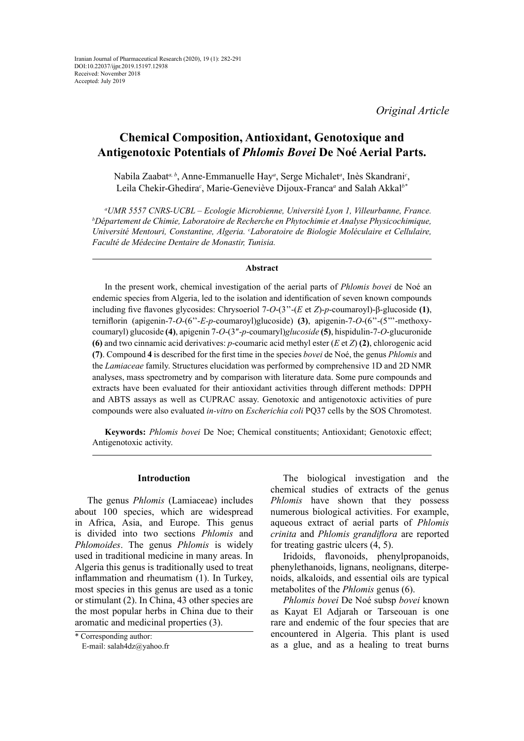Iranian Journal of Pharmaceutical Research (2020), 19 (1): 282-291
DOI:10.22037/ijpr.2019.15197.12938
Received: November 2018
Accepted: July 2019

*Original Article*

# Chemical Composition, Antioxidant, Genotoxique and Antigenotoxic Potentials of *Phlomis Bovei* De Noé Aerial Parts.

Nabila Zaabat[a, b], Anne-Emmanuelle Hay[a], Serge Michalet[a], Inès Skandrani[c], Leila Chekir-Ghedira[c], Marie-Geneviève Dijoux-Franca[a] and Salah Akkal[b*]

*[a]UMR 5557 CNRS-UCBL – Ecologie Microbienne, Université Lyon 1, Villeurbanne, France. [b]Département de Chimie, Laboratoire de Recherche en Phytochimie et Analyse Physicochimique, Université Mentouri, Constantine, Algeria. [c]Laboratoire de Biologie Moléculaire et Cellulaire, Faculté de Médecine Dentaire de Monastir, Tunisia.*

## Abstract

In the present work, chemical investigation of the aerial parts of *Phlomis bovei* de Noé an endemic species from Algeria, led to the isolation and identification of seven known compounds including five flavones glycosides: Chrysoeriol 7-*O*-(3''-(*E* et *Z*)-*p*-coumaroyl)-β-glucoside **(1)**, terniflorin (apigenin-7-*O*-(6''-*E*-*p*-coumaroyl)glucoside) **(3)**, apigenin-7-*O*-(6''-(5'''-methoxy-coumaryl) glucoside **(4)**, apigenin 7-*O*-(3″-*p*-coumaryl)*glucoside* **(5)**, hispidulin-7-*O*-glucuronide **(6)** and two cinnamic acid derivatives: *p*-coumaric acid methyl ester (*E* et *Z*) **(2)**, chlorogenic acid **(7)**. Compound **4** is described for the first time in the species *bovei* de Noé, the genus *Phlomis* and the *Lamiaceae* family. Structures elucidation was performed by comprehensive 1D and 2D NMR analyses, mass spectrometry and by comparison with literature data. Some pure compounds and extracts have been evaluated for their antioxidant activities through different methods: DPPH and ABTS assays as well as CUPRAC assay. Genotoxic and antigenotoxic activities of pure compounds were also evaluated *in-vitro* on *Escherichia coli* PQ37 cells by the SOS Chromotest.

**Keywords:** *Phlomis bovei* De Noe; Chemical constituents; Antioxidant; Genotoxic effect; Antigenotoxic activity.

## Introduction

The genus *Phlomis* (Lamiaceae) includes about 100 species, which are widespread in Africa, Asia, and Europe. This genus is divided into two sections *Phlomis* and *Phlomoides*. The genus *Phlomis* is widely used in traditional medicine in many areas. In Algeria this genus is traditionally used to treat inflammation and rheumatism (1). In Turkey, most species in this genus are used as a tonic or stimulant (2). In China, 43 other species are the most popular herbs in China due to their aromatic and medicinal properties (3).

The biological investigation and the chemical studies of extracts of the genus *Phlomis* have shown that they possess numerous biological activities. For example, aqueous extract of aerial parts of *Phlomis crinita* and *Phlomis grandiflora* are reported for treating gastric ulcers (4, 5).

Iridoids, flavonoids, phenylpropanoids, phenylethanoids, lignans, neolignans, diterpenoids, alkaloids, and essential oils are typical metabolites of the *Phlomis* genus (6).

*Phlomis bovei* De Noé subsp *bovei* known as Kayat El Adjarah or Tarseouan is one rare and endemic of the four species that are encountered in Algeria. This plant is used as a glue, and as a healing to treat burns

\* Corresponding author:
E-mail: salah4dz@yahoo.fr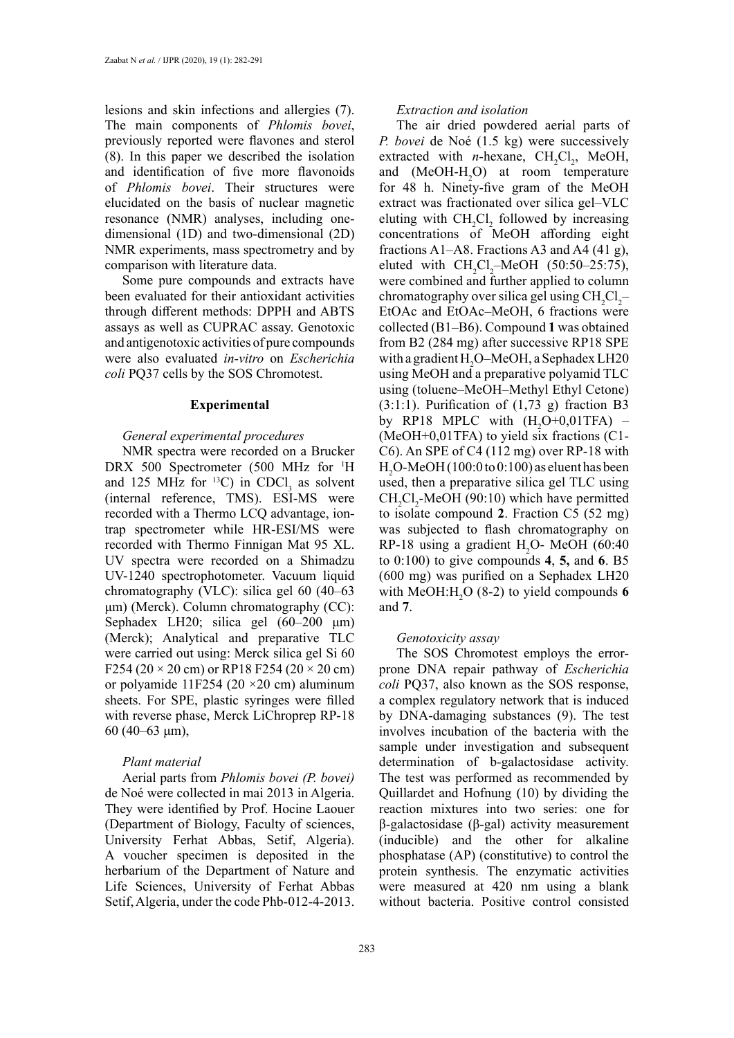lesions and skin infections and allergies (7). The main components of *Phlomis bovei*, previously reported were flavones and sterol (8). In this paper we described the isolation and identification of five more flavonoids of *Phlomis bovei*. Their structures were elucidated on the basis of nuclear magnetic resonance (NMR) analyses, including one-dimensional (1D) and two-dimensional (2D) NMR experiments, mass spectrometry and by comparison with literature data.

Some pure compounds and extracts have been evaluated for their antioxidant activities through different methods: DPPH and ABTS assays as well as CUPRAC assay. Genotoxic and antigenotoxic activities of pure compounds were also evaluated *in-vitro* on *Escherichia coli* PQ37 cells by the SOS Chromotest.

## Experimental

### *General experimental procedures*

NMR spectra were recorded on a Brucker DRX 500 Spectrometer (500 MHz for $^{1}$H and 125 MHz for $^{13}$C) in $CDCl_3$ as solvent (internal reference, TMS). ESI-MS were recorded with a Thermo LCQ advantage, ion-trap spectrometer while HR-ESI/MS were recorded with Thermo Finnigan Mat 95 XL. UV spectra were recorded on a Shimadzu UV-1240 spectrophotometer. Vacuum liquid chromatography (VLC): silica gel 60 (40–63 µm) (Merck). Column chromatography (CC): Sephadex LH20; silica gel (60–200 µm) (Merck); Analytical and preparative TLC were carried out using: Merck silica gel Si 60 F254 (20 × 20 cm) or RP18 F254 (20 × 20 cm) or polyamide 11F254 (20 ×20 cm) aluminum sheets. For SPE, plastic syringes were filled with reverse phase, Merck LiChroprep RP-18 60 (40–63 µm),

### *Plant material*

Aerial parts from *Phlomis bovei (P. bovei)* de Noé were collected in mai 2013 in Algeria. They were identified by Prof. Hocine Laouer (Department of Biology, Faculty of sciences, University Ferhat Abbas, Setif, Algeria). A voucher specimen is deposited in the herbarium of the Department of Nature and Life Sciences, University of Ferhat Abbas Setif, Algeria, under the code Phb-012-4-2013.

### *Extraction and isolation*

The air dried powdered aerial parts of *P. bovei* de Noé (1.5 kg) were successively extracted with *n*-hexane, $CH_2Cl_2$, MeOH, and (MeOH-$H_2O$) at room temperature for 48 h. Ninety-five gram of the MeOH extract was fractionated over silica gel–VLC eluting with $CH_2Cl_2$ followed by increasing concentrations of MeOH affording eight fractions A1–A8. Fractions A3 and A4 (41 g), eluted with $CH_2Cl_2$–MeOH (50:50–25:75), were combined and further applied to column chromatography over silica gel using $CH_2Cl_2$–EtOAc and EtOAc–MeOH, 6 fractions were collected (B1–B6). Compound **1** was obtained from B2 (284 mg) after successive RP18 SPE with a gradient $H_2O$–MeOH, a Sephadex LH20 using MeOH and a preparative polyamid TLC using (toluene–MeOH–Methyl Ethyl Cetone) (3:1:1). Purification of (1,73 g) fraction B3 by RP18 MPLC with ($H_2O$+0,01TFA) – (MeOH+0,01TFA) to yield six fractions (C1-C6). An SPE of C4 (112 mg) over RP-18 with $H_2O$-MeOH (100:0 to 0:100) as eluent has been used, then a preparative silica gel TLC using $CH_2Cl_2$-MeOH (90:10) which have permitted to isolate compound **2**. Fraction C5 (52 mg) was subjected to flash chromatography on RP-18 using a gradient $H_2O$- MeOH (60:40 to 0:100) to give compounds **4**, **5,** and **6**. B5 (600 mg) was purified on a Sephadex LH20 with MeOH:$H_2O$ (8-2) to yield compounds **6** and **7**.

### *Genotoxicity assay*

The SOS Chromotest employs the error-prone DNA repair pathway of *Escherichia coli* PQ37, also known as the SOS response, a complex regulatory network that is induced by DNA-damaging substances (9). The test involves incubation of the bacteria with the sample under investigation and subsequent determination of b-galactosidase activity. The test was performed as recommended by Quillardet and Hofnung (10) by dividing the reaction mixtures into two series: one for β-galactosidase (β-gal) activity measurement (inducible) and the other for alkaline phosphatase (AP) (constitutive) to control the protein synthesis. The enzymatic activities were measured at 420 nm using a blank without bacteria. Positive control consisted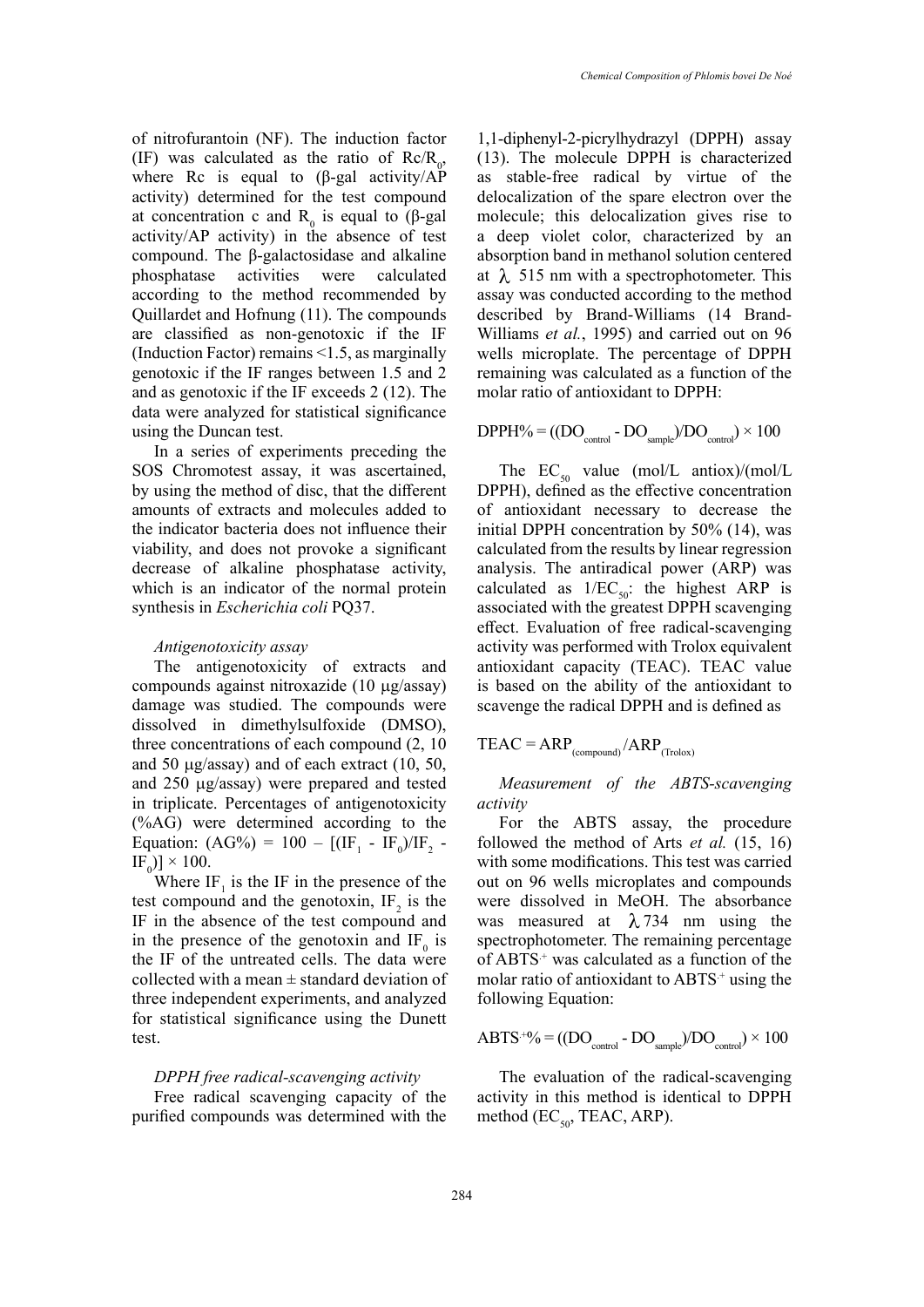of nitrofurantoin (NF). The induction factor (IF) was calculated as the ratio of $R_c/R_0$, where Rc is equal to (β-gal activity/AP activity) determined for the test compound at concentration c and $R_0$ is equal to (β-gal activity/AP activity) in the absence of test compound. The β-galactosidase and alkaline phosphatase activities were calculated according to the method recommended by Quillardet and Hofnung (11). The compounds are classified as non-genotoxic if the IF (Induction Factor) remains <1.5, as marginally genotoxic if the IF ranges between 1.5 and 2 and as genotoxic if the IF exceeds 2 (12). The data were analyzed for statistical significance using the Duncan test.

In a series of experiments preceding the SOS Chromotest assay, it was ascertained, by using the method of disc, that the different amounts of extracts and molecules added to the indicator bacteria does not influence their viability, and does not provoke a significant decrease of alkaline phosphatase activity, which is an indicator of the normal protein synthesis in *Escherichia coli* PQ37.

*Antigenotoxicity assay*

The antigenotoxicity of extracts and compounds against nitroxazide (10 μg/assay) damage was studied. The compounds were dissolved in dimethylsulfoxide (DMSO), three concentrations of each compound (2, 10 and 50 μg/assay) and of each extract (10, 50, and 250 μg/assay) were prepared and tested in triplicate. Percentages of antigenotoxicity (%AG) were determined according to the Equation: $(AG\%) = 100 - [(IF_1 - IF_0)/IF_2 - IF_0)] \times 100$.

Where $IF_1$ is the IF in the presence of the test compound and the genotoxin, $IF_2$ is the IF in the absence of the test compound and in the presence of the genotoxin and $IF_0$ is the IF of the untreated cells. The data were collected with a mean ± standard deviation of three independent experiments, and analyzed for statistical significance using the Dunett test.

*DPPH free radical-scavenging activity*

Free radical scavenging capacity of the purified compounds was determined with the 1,1-diphenyl-2-picrylhydrazyl (DPPH) assay (13). The molecule DPPH is characterized as stable-free radical by virtue of the delocalization of the spare electron over the molecule; this delocalization gives rise to a deep violet color, characterized by an absorption band in methanol solution centered at λ 515 nm with a spectrophotometer. This assay was conducted according to the method described by Brand-Williams (14 Brand-Williams *et al.*, 1995) and carried out on 96 wells microplate. The percentage of DPPH remaining was calculated as a function of the molar ratio of antioxidant to DPPH:

$$DPPH\% = ((DO_{control} - DO_{sample})/DO_{control}) \times 100$$

The $EC_{50}$ value (mol/L antiox)/(mol/L DPPH), defined as the effective concentration of antioxidant necessary to decrease the initial DPPH concentration by 50% (14), was calculated from the results by linear regression analysis. The antiradical power (ARP) was calculated as $1/EC_{50}$; the highest ARP is associated with the greatest DPPH scavenging effect. Evaluation of free radical-scavenging activity was performed with Trolox equivalent antioxidant capacity (TEAC). TEAC value is based on the ability of the antioxidant to scavenge the radical DPPH and is defined as

$$TEAC = ARP_{(compound)}/ARP_{(Trolox)}$$

*Measurement of the ABTS-scavenging activity*

For the ABTS assay, the procedure followed the method of Arts *et al.* (15, 16) with some modifications. This test was carried out on 96 wells microplates and compounds were dissolved in MeOH. The absorbance was measured at λ 734 nm using the spectrophotometer. The remaining percentage of $ABTS^{.+}$ was calculated as a function of the molar ratio of antioxidant to $ABTS^{.+}$ using the following Equation:

$$ABTS^{.+}\% = ((DO_{control} - DO_{sample})/DO_{control}) \times 100$$

The evaluation of the radical-scavenging activity in this method is identical to DPPH method ($EC_{50}$, TEAC, ARP).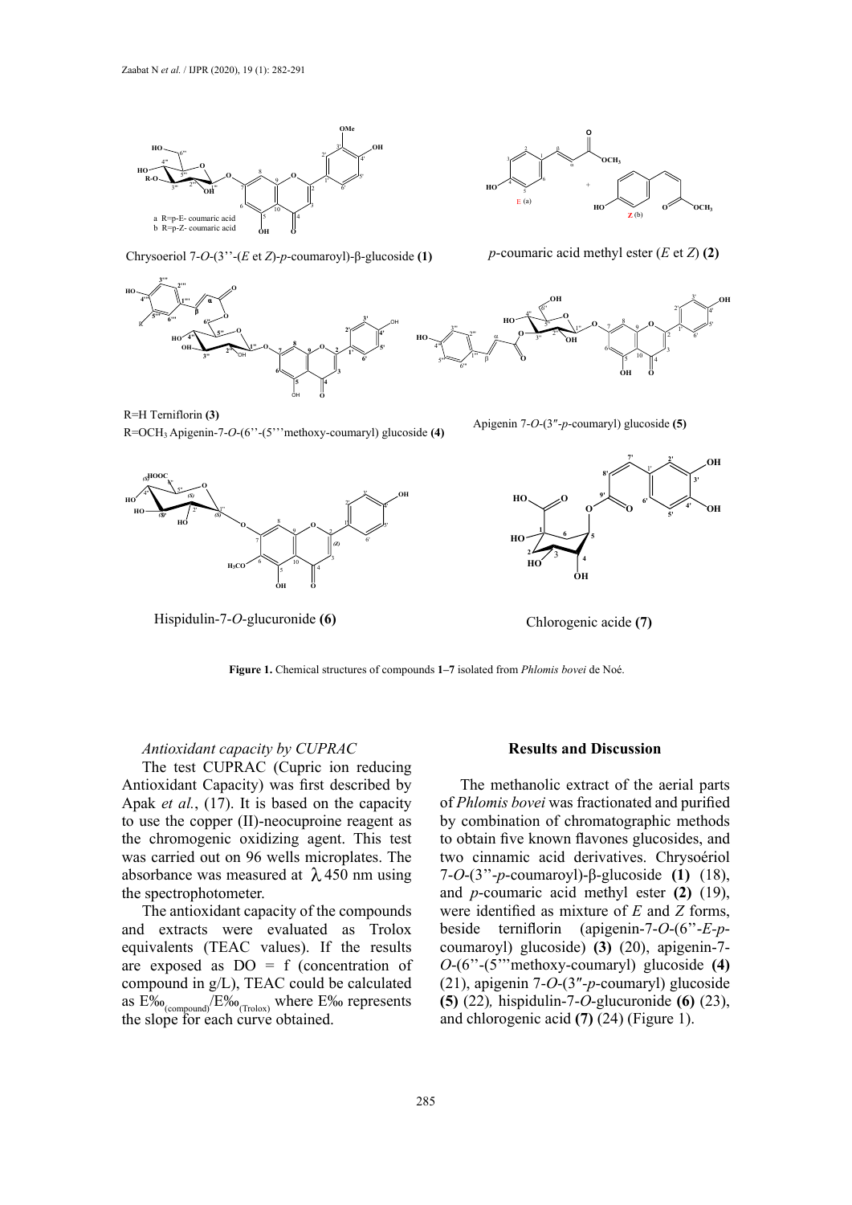Chrysoeriol 7-*O*-(3''-(*E* et *Z*)-*p*-coumaroyl)-β-glucoside **(1)**

*p*-coumaric acid methyl ester (*E* et *Z*) **(2)**

R=H Terniflorin **(3)**

R=OCH$_3$ Apigenin-7-*O*-(6''-(5'''methoxy-coumaryl) glucoside **(4)**

Apigenin 7-*O*-(3″-*p*-coumaryl) glucoside **(5)**

Hispidulin-7-*O*-glucuronide **(6)**

Chlorogenic acide **(7)**

**Figure 1.** Chemical structures of compounds **1–7** isolated from *Phlomis bovei* de Noé.

*Antioxidant capacity by CUPRAC*

The test CUPRAC (Cupric ion reducing Antioxidant Capacity) was first described by Apak *et al.*, (17). It is based on the capacity to use the copper (II)-neocuproine reagent as the chromogenic oxidizing agent. This test was carried out on 96 wells microplates. The absorbance was measured at $\lambda$ 450 nm using the spectrophotometer.

The antioxidant capacity of the compounds and extracts were evaluated as Trolox equivalents (TEAC values). If the results are exposed as DO = f (concentration of compound in g/L), TEAC could be calculated as $E‰_{(compound)}/E‰_{(Trolox)}$ where E‰ represents the slope for each curve obtained.

## Results and Discussion

The methanolic extract of the aerial parts of *Phlomis bovei* was fractionated and purified by combination of chromatographic methods to obtain five known flavones glucosides, and two cinnamic acid derivatives. Chrysoériol 7-*O*-(3''-*p*-coumaroyl)-β-glucoside **(1)** (18), and *p*-coumaric acid methyl ester **(2)** (19), were identified as mixture of *E* and *Z* forms, beside terniflorin (apigenin-7-*O*-(6''-*E*-*p*-coumaroyl) glucoside) **(3)** (20), apigenin-7-*O*-(6''-(5'''methoxy-coumaryl) glucoside **(4)** (21), apigenin 7-*O*-(3″-*p*-coumaryl) glucoside **(5)** (22)*,* hispidulin-7-*O*-glucuronide **(6)** (23), and chlorogenic acid **(7)** (24) (Figure 1).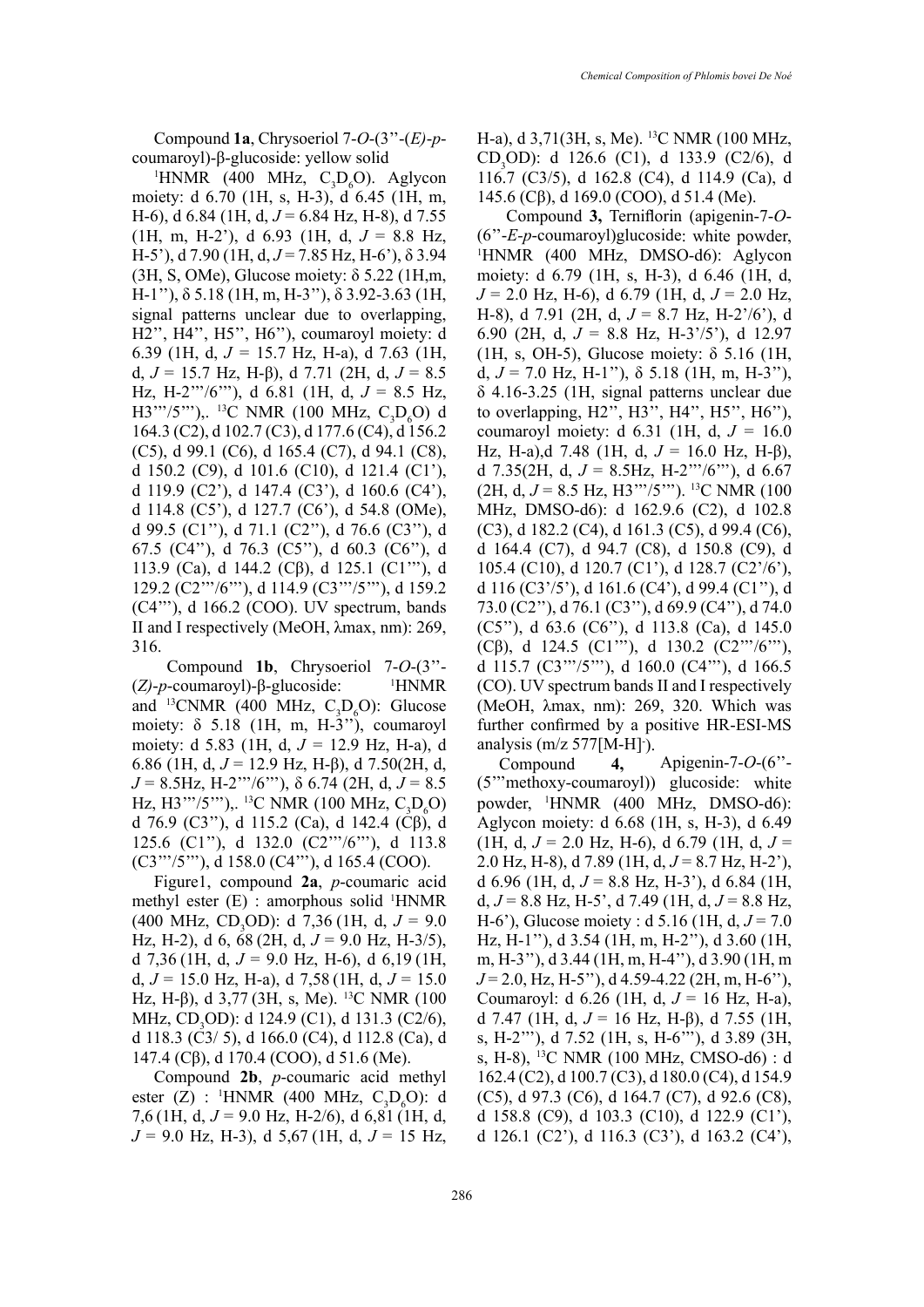Compound **1a**, Chrysoeriol 7-*O*-(3''-(*E*)-*p*-coumaroyl)-β-glucoside: yellow solid

[1]HNMR (400 MHz, $C_3D_6O$). Aglycon moiety: d 6.70 (1H, s, H-3), d 6.45 (1H, m, H-6), d 6.84 (1H, d, *J* = 6.84 Hz, H-8), d 7.55 (1H, m, H-2'), d 6.93 (1H, d, *J* = 8.8 Hz, H-5'), d 7.90 (1H, d, *J* = 7.85 Hz, H-6'), δ 3.94 (3H, S, OMe), Glucose moiety: δ 5.22 (1H,m, H-1''), δ 5.18 (1H, m, H-3''), δ 3.92-3.63 (1H, signal patterns unclear due to overlapping, H2'', H4'', H5'', H6''), coumaroyl moiety: d 6.39 (1H, d, *J* = 15.7 Hz, H-a), d 7.63 (1H, d, *J* = 15.7 Hz, H-β), d 7.71 (2H, d, *J* = 8.5 Hz, H-2'''/6'''), d 6.81 (1H, d, *J* = 8.5 Hz, H3'''/5'''),. [13]C NMR (100 MHz, $C_3D_6O$) d 164.3 (C2), d 102.7 (C3), d 177.6 (C4), d 156.2 (C5), d 99.1 (C6), d 165.4 (C7), d 94.1 (C8), d 150.2 (C9), d 101.6 (C10), d 121.4 (C1'), d 119.9 (C2'), d 147.4 (C3'), d 160.6 (C4'), d 114.8 (C5'), d 127.7 (C6'), d 54.8 (OMe), d 99.5 (C1''), d 71.1 (C2''), d 76.6 (C3''), d 67.5 (C4''), d 76.3 (C5''), d 60.3 (C6''), d 113.9 (Ca), d 144.2 (Cβ), d 125.1 (C1'''), d 129.2 (C2'''/6'''), d 114.9 (C3'''/5'''), d 159.2 (C4'''), d 166.2 (COO). UV spectrum, bands II and I respectively (MeOH, λmax, nm): 269, 316.

Compound **1b**, Chrysoeriol 7-*O*-(3''-(*Z*)-*p*-coumaroyl)-β-glucoside: [1]HNMR and [13]CNMR (400 MHz, $C_3D_6O$): Glucose moiety: δ 5.18 (1H, m, H-3''), coumaroyl moiety: d 5.83 (1H, d, *J* = 12.9 Hz, H-a), d 6.86 (1H, d, *J* = 12.9 Hz, H-β), d 7.50(2H, d, *J* = 8.5Hz, H-2'''/6'''), δ 6.74 (2H, d, *J* = 8.5 Hz, H3'''/5'''),. [13]C NMR (100 MHz, $C_3D_6O$) d 76.9 (C3''), d 115.2 (Ca), d 142.4 (Cβ), d 125.6 (C1''), d 132.0 (C2'''/6'''), d 113.8 (C3'''/5'''), d 158.0 (C4'''), d 165.4 (COO).

Figure1, compound **2a**, *p*-coumaric acid methyl ester (E) : amorphous solid [1]HNMR (400 MHz, $CD_3OD$): d 7,36 (1H, d, *J* = 9.0 Hz, H-2), d 6, 68 (2H, d, *J* = 9.0 Hz, H-3/5), d 7,36 (1H, d, *J* = 9.0 Hz, H-6), d 6,19 (1H, d, *J* = 15.0 Hz, H-a), d 7,58 (1H, d, *J* = 15.0 Hz, H-β), d 3,77 (3H, s, Me). [13]C NMR (100 MHz, $CD_3OD$): d 124.9 (C1), d 131.3 (C2/6), d 118.3 (C3/ 5), d 166.0 (C4), d 112.8 (Ca), d 147.4 (Cβ), d 170.4 (COO), d 51.6 (Me).

Compound **2b**, *p*-coumaric acid methyl ester (Z) : [1]HNMR (400 MHz, $C_3D_6O$): d 7,6 (1H, d, *J* = 9.0 Hz, H-2/6), d 6,81 (1H, d, *J* = 9.0 Hz, H-3), d 5,67 (1H, d, *J* = 15 Hz, H-a), d 3,71(3H, s, Me). [13]C NMR (100 MHz, $CD_3OD$): d 126.6 (C1), d 133.9 (C2/6), d 116.7 (C3/5), d 162.8 (C4), d 114.9 (Ca), d 145.6 (Cβ), d 169.0 (COO), d 51.4 (Me).

Compound **3,** Terniflorin (apigenin-7-*O*-(6''-*E*-*p*-coumaroyl)glucoside: white powder, [1]HNMR (400 MHz, DMSO-d6): Aglycon moiety: d 6.79 (1H, s, H-3), d 6.46 (1H, d, *J* = 2.0 Hz, H-6), d 6.79 (1H, d, *J* = 2.0 Hz, H-8), d 7.91 (2H, d, *J* = 8.7 Hz, H-2'/6'), d 6.90 (2H, d, *J* = 8.8 Hz, H-3'/5'), d 12.97 (1H, s, OH-5), Glucose moiety: δ 5.16 (1H, d, *J* = 7.0 Hz, H-1''), δ 5.18 (1H, m, H-3''), δ 4.16-3.25 (1H, signal patterns unclear due to overlapping, H2'', H3'', H4'', H5'', H6''), coumaroyl moiety: d 6.31 (1H, d, *J* = 16.0 Hz, H-a),d 7.48 (1H, d, *J* = 16.0 Hz, H-β), d 7.35(2H, d, *J* = 8.5Hz, H-2'''/6'''), d 6.67 (2H, d, *J* = 8.5 Hz, H3'''/5'''). [13]C NMR (100 MHz, DMSO-d6): d 162.9.6 (C2), d 102.8 (C3), d 182.2 (C4), d 161.3 (C5), d 99.4 (C6), d 164.4 (C7), d 94.7 (C8), d 150.8 (C9), d 105.4 (C10), d 120.7 (C1'), d 128.7 (C2'/6'), d 116 (C3'/5'), d 161.6 (C4'), d 99.4 (C1''), d 73.0 (C2''), d 76.1 (C3''), d 69.9 (C4''), d 74.0 (C5''), d 63.6 (C6''), d 113.8 (Ca), d 145.0 (Cβ), d 124.5 (C1'''), d 130.2 (C2'''/6'''), d 115.7 (C3'''/5'''), d 160.0 (C4'''), d 166.5 (CO). UV spectrum bands II and I respectively (MeOH, λmax, nm): 269, 320. Which was further confirmed by a positive HR-ESI-MS analysis (m/z 577[M-H]$^-$).

Compound **4,** Apigenin-7-*O*-(6''-(5'''methoxy-coumaroyl)) glucoside: white powder, [1]HNMR (400 MHz, DMSO-d6): Aglycon moiety: d 6.68 (1H, s, H-3), d 6.49 (1H, d, *J* = 2.0 Hz, H-6), d 6.79 (1H, d, *J* = 2.0 Hz, H-8), d 7.89 (1H, d, *J* = 8.7 Hz, H-2'), d 6.96 (1H, d, *J* = 8.8 Hz, H-3'), d 6.84 (1H, d, *J* = 8.8 Hz, H-5', d 7.49 (1H, d, *J* = 8.8 Hz, H-6'), Glucose moiety : d 5.16 (1H, d, *J* = 7.0 Hz, H-1''), d 3.54 (1H, m, H-2''), d 3.60 (1H, m, H-3''), d 3.44 (1H, m, H-4''), d 3.90 (1H, m *J* = 2.0, Hz, H-5''), d 4.59-4.22 (2H, m, H-6''), Coumaroyl: d 6.26 (1H, d, *J* = 16 Hz, H-a), d 7.47 (1H, d, *J* = 16 Hz, H-β), d 7.55 (1H, s, H-2'''), d 7.52 (1H, s, H-6'''), d 3.89 (3H, s, H-8), [13]C NMR (100 MHz, CMSO-d6) : d 162.4 (C2), d 100.7 (C3), d 180.0 (C4), d 154.9 (C5), d 97.3 (C6), d 164.7 (C7), d 92.6 (C8), d 158.8 (C9), d 103.3 (C10), d 122.9 (C1'), d 126.1 (C2'), d 116.3 (C3'), d 163.2 (C4'),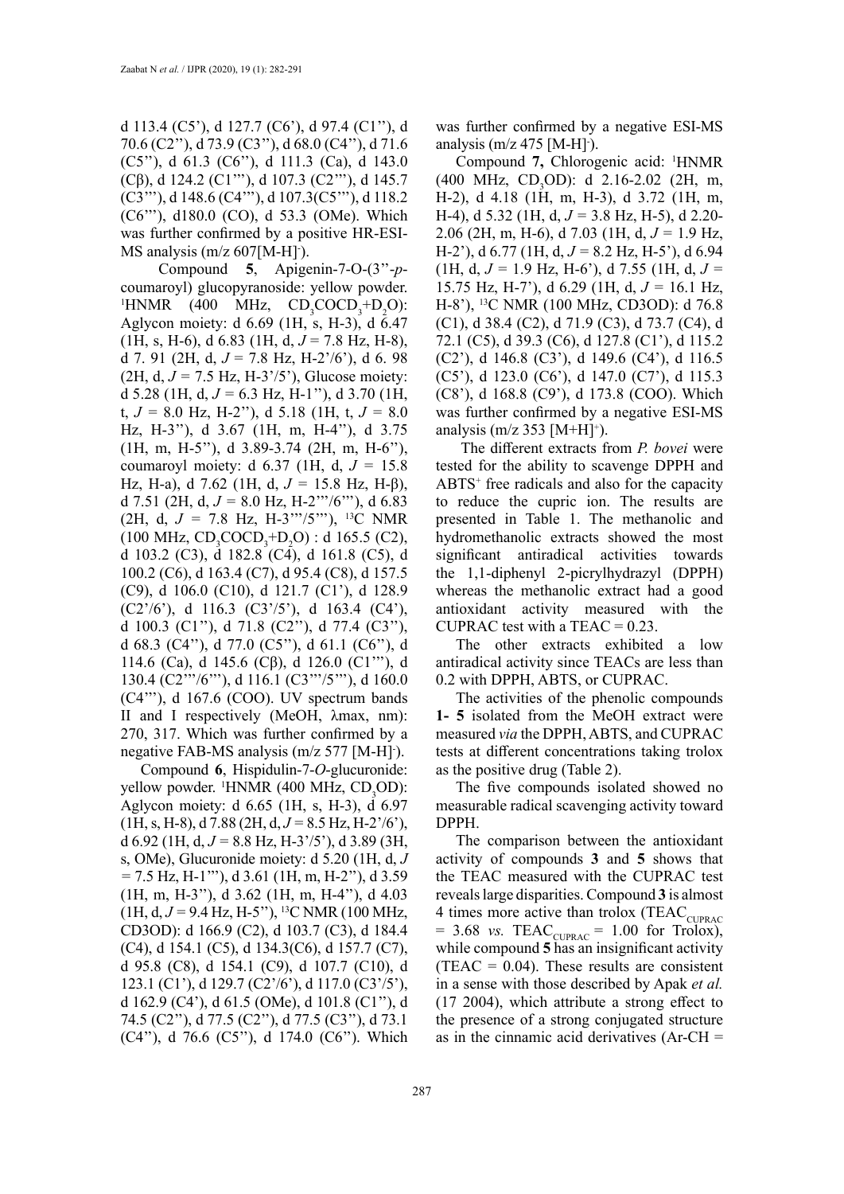d 113.4 (C5'), d 127.7 (C6'), d 97.4 (C1''), d 70.6 (C2''), d 73.9 (C3''), d 68.0 (C4''), d 71.6 (C5''), d 61.3 (C6''), d 111.3 (Ca), d 143.0 (Cβ), d 124.2 (C1'''), d 107.3 (C2'''), d 145.7 (C3'''), d 148.6 (C4'''), d 107.3(C5'''), d 118.2 (C6'''), d180.0 (CO), d 53.3 (OMe). Which was further confirmed by a positive HR-ESI-MS analysis (m/z 607[M-H]$^-$).

Compound **5**, Apigenin-7-O-(3''-*p*-coumaroyl) glucopyranoside: yellow powder. $^1$HNMR (400 MHz, $CD_3COCD_3$+$D_2O$): Aglycon moiety: d 6.69 (1H, s, H-3), d 6.47 (1H, s, H-6), d 6.83 (1H, d, *J* = 7.8 Hz, H-8), d 7. 91 (2H, d, *J* = 7.8 Hz, H-2'/6'), d 6. 98 (2H, d, *J* = 7.5 Hz, H-3'/5'), Glucose moiety: d 5.28 (1H, d, *J* = 6.3 Hz, H-1''), d 3.70 (1H, t, *J* = 8.0 Hz, H-2''), d 5.18 (1H, t, *J* = 8.0 Hz, H-3''), d 3.67 (1H, m, H-4''), d 3.75 (1H, m, H-5''), d 3.89-3.74 (2H, m, H-6''), coumaroyl moiety: d 6.37 (1H, d, *J* = 15.8 Hz, H-a), d 7.62 (1H, d, *J* = 15.8 Hz, H-β), d 7.51 (2H, d, *J* = 8.0 Hz, H-2'''/6'''), d 6.83 (2H, d, *J* = 7.8 Hz, H-3'''/5'''), $^{13}$C NMR (100 MHz, $CD_3COCD_3$+$D_2O$) : d 165.5 (C2), d 103.2 (C3), d 182.8 (C4), d 161.8 (C5), d 100.2 (C6), d 163.4 (C7), d 95.4 (C8), d 157.5 (C9), d 106.0 (C10), d 121.7 (C1'), d 128.9 (C2'/6'), d 116.3 (C3'/5'), d 163.4 (C4'), d 100.3 (C1''), d 71.8 (C2''), d 77.4 (C3''), d 68.3 (C4''), d 77.0 (C5''), d 61.1 (C6''), d 114.6 (Ca), d 145.6 (Cβ), d 126.0 (C1'''), d 130.4 (C2'''/6'''), d 116.1 (C3'''/5'''), d 160.0 (C4'''), d 167.6 (COO). UV spectrum bands II and I respectively (MeOH, λmax, nm): 270, 317. Which was further confirmed by a negative FAB-MS analysis (m/z 577 [M-H]$^-$).

Compound **6**, Hispidulin-7-*O*-glucuronide: yellow powder. $^1$HNMR (400 MHz, $CD_3OD$): Aglycon moiety: d 6.65 (1H, s, H-3), d 6.97 (1H, s, H-8), d 7.88 (2H, d, *J* = 8.5 Hz, H-2'/6'), d 6.92 (1H, d, *J* = 8.8 Hz, H-3'/5'), d 3.89 (3H, s, OMe), Glucuronide moiety: d 5.20 (1H, d, *J* = 7.5 Hz, H-1'''), d 3.61 (1H, m, H-2''), d 3.59 (1H, m, H-3''), d 3.62 (1H, m, H-4''), d 4.03 (1H, d, *J* = 9.4 Hz, H-5''), $^{13}$C NMR (100 MHz, CD3OD): d 166.9 (C2), d 103.7 (C3), d 184.4 (C4), d 154.1 (C5), d 134.3(C6), d 157.7 (C7), d 95.8 (C8), d 154.1 (C9), d 107.7 (C10), d 123.1 (C1'), d 129.7 (C2'/6'), d 117.0 (C3'/5'), d 162.9 (C4'), d 61.5 (OMe), d 101.8 (C1''), d 74.5 (C2''), d 77.5 (C2''), d 77.5 (C3''), d 73.1 (C4''), d 76.6 (C5''), d 174.0 (C6''). Which was further confirmed by a negative ESI-MS analysis (m/z 475 [M-H]$^-$).

Compound **7,** Chlorogenic acid: $^1$HNMR (400 MHz, $CD_3OD$): d 2.16-2.02 (2H, m, H-2), d 4.18 (1H, m, H-3), d 3.72 (1H, m, H-4), d 5.32 (1H, d, *J* = 3.8 Hz, H-5), d 2.20-2.06 (2H, m, H-6), d 7.03 (1H, d, *J* = 1.9 Hz, H-2'), d 6.77 (1H, d, *J* = 8.2 Hz, H-5'), d 6.94 (1H, d, *J* = 1.9 Hz, H-6'), d 7.55 (1H, d, *J* = 15.75 Hz, H-7'), d 6.29 (1H, d, *J* = 16.1 Hz, H-8'), $^{13}$C NMR (100 MHz, CD3OD): d 76.8 (C1), d 38.4 (C2), d 71.9 (C3), d 73.7 (C4), d 72.1 (C5), d 39.3 (C6), d 127.8 (C1'), d 115.2 (C2'), d 146.8 (C3'), d 149.6 (C4'), d 116.5 (C5'), d 123.0 (C6'), d 147.0 (C7'), d 115.3 (C8'), d 168.8 (C9'), d 173.8 (COO). Which was further confirmed by a negative ESI-MS analysis (m/z 353 [M+H]$^+$).

The different extracts from *P. bovei* were tested for the ability to scavenge DPPH and $ABTS^+$ free radicals and also for the capacity to reduce the cupric ion. The results are presented in Table 1. The methanolic and hydromethanolic extracts showed the most significant antiradical activities towards the 1,1-diphenyl 2-picrylhydrazyl (DPPH) whereas the methanolic extract had a good antioxidant activity measured with the CUPRAC test with a TEAC = 0.23.

The other extracts exhibited a low antiradical activity since TEACs are less than 0.2 with DPPH, ABTS, or CUPRAC.

The activities of the phenolic compounds **1- 5** isolated from the MeOH extract were measured *via* the DPPH, ABTS, and CUPRAC tests at different concentrations taking trolox as the positive drug (Table 2).

The five compounds isolated showed no measurable radical scavenging activity toward DPPH.

The comparison between the antioxidant activity of compounds **3** and **5** shows that the TEAC measured with the CUPRAC test reveals large disparities. Compound **3** is almost 4 times more active than trolox ($TEAC_{CUPRAC}$ = 3.68 *vs.* $TEAC_{CUPRAC}$ = 1.00 for Trolox), while compound **5** has an insignificant activity (TEAC = 0.04). These results are consistent in a sense with those described by Apak *et al.* (17 2004), which attribute a strong effect to the presence of a strong conjugated structure as in the cinnamic acid derivatives (Ar-CH =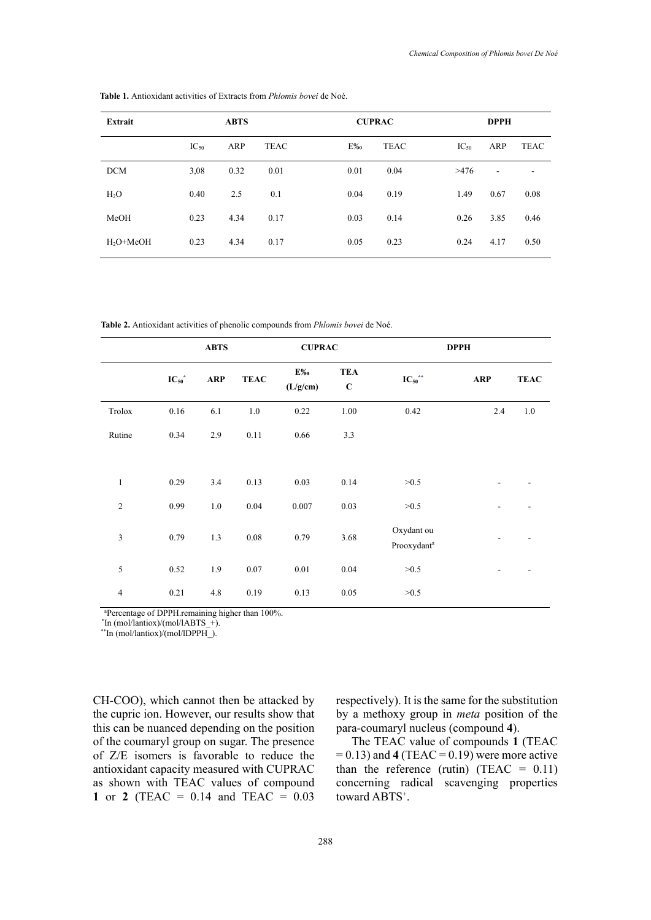**Table 1.** Antioxidant activities of Extracts from *Phlomis bovei* de Noé.

| Extrait | ABTS | | | CUPRAC | | DPPH | | |
|---|---|---|---|---|---|---|---|---|
| | $IC_{50}$ | ARP | TEAC | E‰ | TEAC | $IC_{50}$ | ARP | TEAC |
| DCM | 3,08 | 0.32 | 0.01 | 0.01 | 0.04 | >476 | - | - |
| $H_2O$ | 0.40 | 2.5 | 0.1 | 0.04 | 0.19 | 1.49 | 0.67 | 0.08 |
| MeOH | 0.23 | 4.34 | 0.17 | 0.03 | 0.14 | 0.26 | 3.85 | 0.46 |
| $H_2O$+MeOH | 0.23 | 4.34 | 0.17 | 0.05 | 0.23 | 0.24 | 4.17 | 0.50 |

**Table 2.** Antioxidant activities of phenolic compounds from *Phlomis bovei* de Noé.

| | ABTS | | | CUPRAC | | DPPH | | |
|---|---|---|---|---|---|---|---|---|
| | $IC_{50}$[*] | ARP | TEAC | E‰ (L/g/cm) | TEAC | $IC_{50}$[**] | ARP | TEAC |
| Trolox | 0.16 | 6.1 | 1.0 | 0.22 | 1.00 | 0.42 | 2.4 | 1.0 |
| Rutine | 0.34 | 2.9 | 0.11 | 0.66 | 3.3 | | | |
| 1 | 0.29 | 3.4 | 0.13 | 0.03 | 0.14 | >0.5 | - | - |
| 2 | 0.99 | 1.0 | 0.04 | 0.007 | 0.03 | >0.5 | - | - |
| 3 | 0.79 | 1.3 | 0.08 | 0.79 | 3.68 | Oxydant ou Prooxydant[a] | - | - |
| 5 | 0.52 | 1.9 | 0.07 | 0.01 | 0.04 | >0.5 | - | - |
| 4 | 0.21 | 4.8 | 0.19 | 0.13 | 0.05 | >0.5 | | |

[a]Percentage of DPPH.remaining higher than 100%.
[*]In (mol/lantiox)/(mol/lABTS_+).
[**]In (mol/lantiox)/(mol/lDPPH_).

CH-COO), which cannot then be attacked by the cupric ion. However, our results show that this can be nuanced depending on the position of the coumaryl group on sugar. The presence of Z/E isomers is favorable to reduce the antioxidant capacity measured with CUPRAC as shown with TEAC values of compound **1** or **2** (TEAC = 0.14 and TEAC = 0.03 respectively). It is the same for the substitution by a methoxy group in *meta* position of the para-coumaryl nucleus (compound **4**).

The TEAC value of compounds **1** (TEAC = 0.13) and **4** (TEAC = 0.19) were more active than the reference (rutin) (TEAC = 0.11) concerning radical scavenging properties toward $ABTS^+$.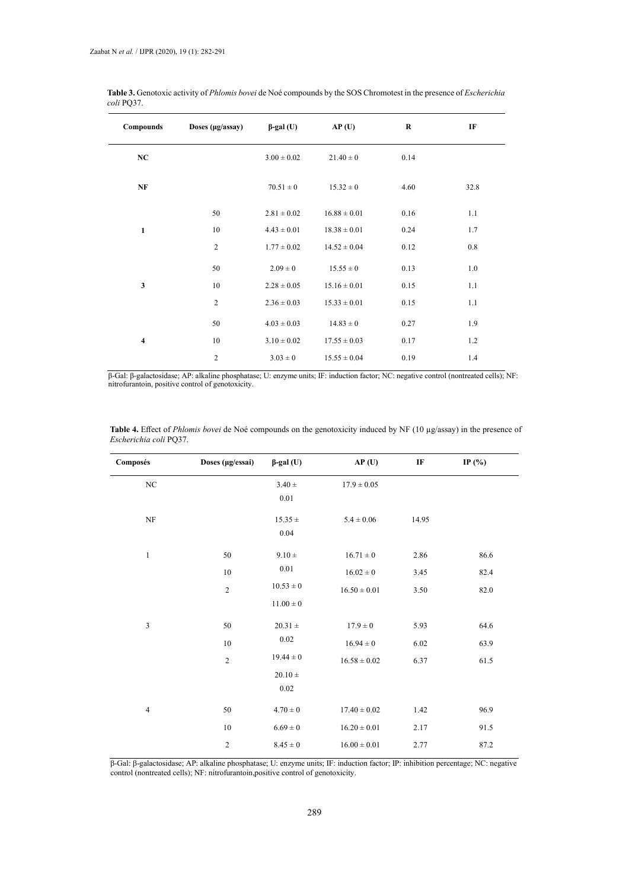**Table 3.** Genotoxic activity of *Phlomis bovei* de Noé compounds by the SOS Chromotest in the presence of *Escherichia coli* PQ37.

| Compounds | Doses (µg/assay) | β-gal (U) | AP (U) | R | IF |
|---|---|---|---|---|---|
| **NC** | | 3.00 ± 0.02 | 21.40 ± 0 | 0.14 | |
| **NF** | | 70.51 ± 0 | 15.32 ± 0 | 4.60 | 32.8 |
| **1** | 50 | 2.81 ± 0.02 | 16.88 ± 0.01 | 0.16 | 1.1 |
| | 10 | 4.43 ± 0.01 | 18.38 ± 0.01 | 0.24 | 1.7 |
| | 2 | 1.77 ± 0.02 | 14.52 ± 0.04 | 0.12 | 0.8 |
| **3** | 50 | 2.09 ± 0 | 15.55 ± 0 | 0.13 | 1.0 |
| | 10 | 2.28 ± 0.05 | 15.16 ± 0.01 | 0.15 | 1.1 |
| | 2 | 2.36 ± 0.03 | 15.33 ± 0.01 | 0.15 | 1.1 |
| **4** | 50 | 4.03 ± 0.03 | 14.83 ± 0 | 0.27 | 1.9 |
| | 10 | 3.10 ± 0.02 | 17.55 ± 0.03 | 0.17 | 1.2 |
| | 2 | 3.03 ± 0 | 15.55 ± 0.04 | 0.19 | 1.4 |

β-Gal: β-galactosidase; AP: alkaline phosphatase; U: enzyme units; IF: induction factor; NC: negative control (nontreated cells); NF: nitrofurantoin, positive control of genotoxicity.

**Table 4.** Effect of *Phlomis bovei* de Noé compounds on the genotoxicity induced by NF (10 µg/assay) in the presence of *Escherichia coli* PQ37.

| Composés | Doses (µg/essai) | β-gal (U) | AP (U) | IF | IP (%) |
|---|---|---|---|---|---|
| NC | | 3.40 ± 0.01 | 17.9 ± 0.05 | | |
| NF | | 15.35 ± 0.04 | 5.4 ± 0.06 | 14.95 | |
| 1 | 50 | 9.10 ± 0.01 | 16.71 ± 0 | 2.86 | 86.6 |
| | 10 | 10.53 ± 0 | 16.02 ± 0 | 3.45 | 82.4 |
| | 2 | 11.00 ± 0 | 16.50 ± 0.01 | 3.50 | 82.0 |
| 3 | 50 | 20.31 ± 0.02 | 17.9 ± 0 | 5.93 | 64.6 |
| | 10 | 19.44 ± 0 | 16.94 ± 0 | 6.02 | 63.9 |
| | 2 | 20.10 ± 0.02 | 16.58 ± 0.02 | 6.37 | 61.5 |
| 4 | 50 | 4.70 ± 0 | 17.40 ± 0.02 | 1.42 | 96.9 |
| | 10 | 6.69 ± 0 | 16.20 ± 0.01 | 2.17 | 91.5 |
| | 2 | 8.45 ± 0 | 16.00 ± 0.01 | 2.77 | 87.2 |

β-Gal: β-galactosidase; AP: alkaline phosphatase; U: enzyme units; IF: induction factor; IP: inhibition percentage; NC: negative control (nontreated cells); NF: nitrofurantoin,positive control of genotoxicity.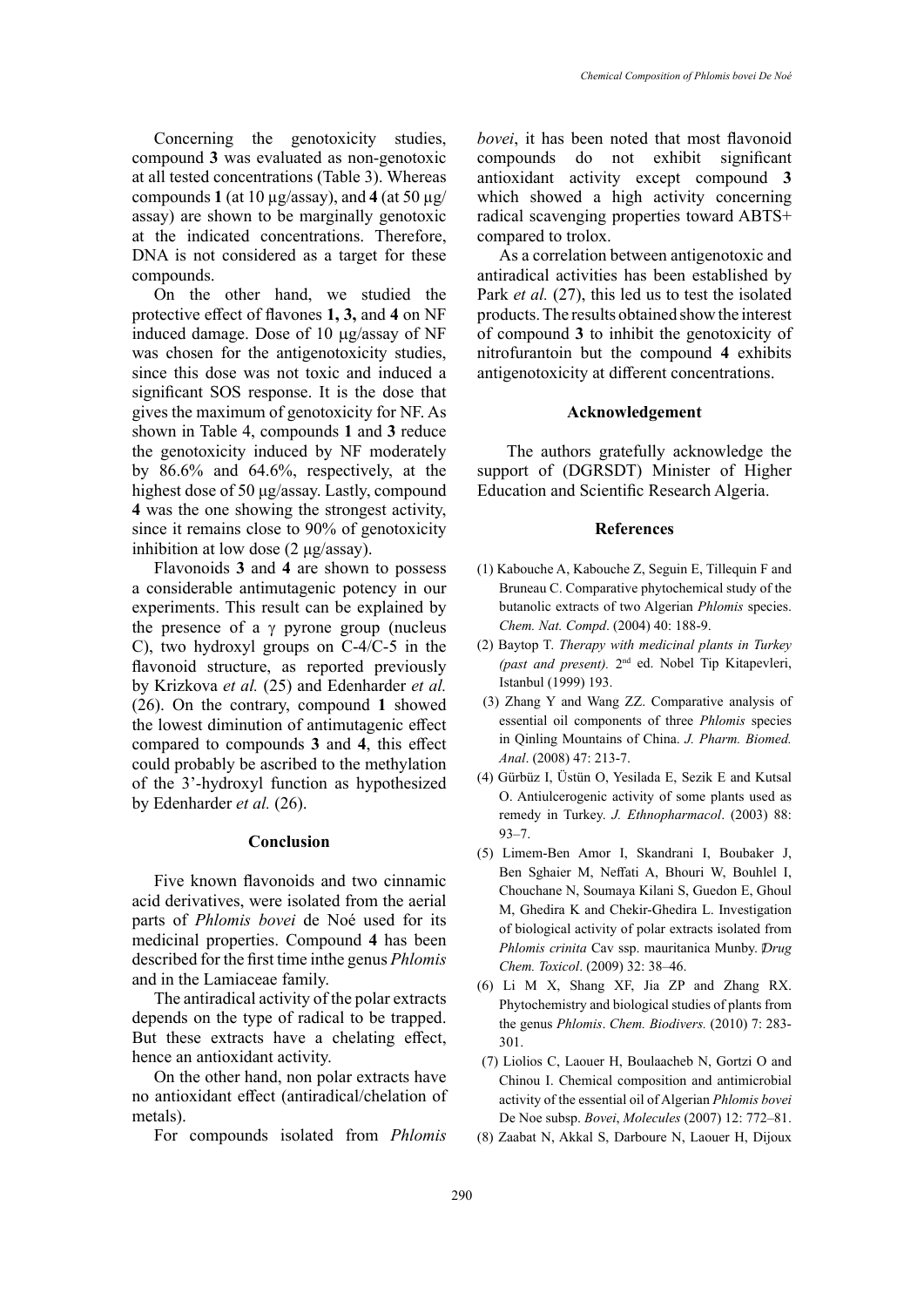Concerning the genotoxicity studies, compound **3** was evaluated as non-genotoxic at all tested concentrations (Table 3). Whereas compounds **1** (at 10 µg/assay), and **4** (at 50 µg/assay) are shown to be marginally genotoxic at the indicated concentrations. Therefore, DNA is not considered as a target for these compounds.

On the other hand, we studied the protective effect of flavones **1, 3,** and **4** on NF induced damage. Dose of 10 µg/assay of NF was chosen for the antigenotoxicity studies, since this dose was not toxic and induced a significant SOS response. It is the dose that gives the maximum of genotoxicity for NF. As shown in Table 4, compounds **1** and **3** reduce the genotoxicity induced by NF moderately by 86.6% and 64.6%, respectively, at the highest dose of 50 µg/assay. Lastly, compound **4** was the one showing the strongest activity, since it remains close to 90% of genotoxicity inhibition at low dose (2 µg/assay).

Flavonoids **3** and **4** are shown to possess a considerable antimutagenic potency in our experiments. This result can be explained by the presence of a γ pyrone group (nucleus C), two hydroxyl groups on C-4/C-5 in the flavonoid structure, as reported previously by Krizkova *et al.* (25) and Edenharder *et al.* (26). On the contrary, compound **1** showed the lowest diminution of antimutagenic effect compared to compounds **3** and **4**, this effect could probably be ascribed to the methylation of the 3'-hydroxyl function as hypothesized by Edenharder *et al.* (26).

## Conclusion

Five known flavonoids and two cinnamic acid derivatives, were isolated from the aerial parts of *Phlomis bovei* de Noé used for its medicinal properties. Compound **4** has been described for the first time inthe genus *Phlomis* and in the Lamiaceae family.

The antiradical activity of the polar extracts depends on the type of radical to be trapped. But these extracts have a chelating effect, hence an antioxidant activity.

On the other hand, non polar extracts have no antioxidant effect (antiradical/chelation of metals).

For compounds isolated from *Phlomis bovei*, it has been noted that most flavonoid compounds do not exhibit significant antioxidant activity except compound **3** which showed a high activity concerning radical scavenging properties toward ABTS+ compared to trolox.

As a correlation between antigenotoxic and antiradical activities has been established by Park *et al.* (27), this led us to test the isolated products. The results obtained show the interest of compound **3** to inhibit the genotoxicity of nitrofurantoin but the compound **4** exhibits antigenotoxicity at different concentrations.

## Acknowledgement

The authors gratefully acknowledge the support of (DGRSDT) Minister of Higher Education and Scientific Research Algeria.

## References

(1) Kabouche A, Kabouche Z, Seguin E, Tillequin F and Bruneau C. Comparative phytochemical study of the butanolic extracts of two Algerian *Phlomis* species. *Chem. Nat. Compd*. (2004) 40: 188-9.

(2) Baytop T. *Therapy with medicinal plants in Turkey (past and present).* 2nd ed. Nobel Tip Kitapevleri, Istanbul (1999) 193.

(3) Zhang Y and Wang ZZ. Comparative analysis of essential oil components of three *Phlomis* species in Qinling Mountains of China. *J. Pharm. Biomed. Anal*. (2008) 47: 213-7.

(4) Gürbüz I, Üstün O, Yesilada E, Sezik E and Kutsal O. Antiulcerogenic activity of some plants used as remedy in Turkey. *J. Ethnopharmacol*. (2003) 88: 93–7.

(5) Limem-Ben Amor I, Skandrani I, Boubaker J, Ben Sghaier M, Neffati A, Bhouri W, Bouhlel I, Chouchane N, Soumaya Kilani S, Guedon E, Ghoul M, Ghedira K and Chekir-Ghedira L. Investigation of biological activity of polar extracts isolated from *Phlomis crinita* Cav ssp. mauritanica Munby. *Drug Chem. Toxicol*. (2009) 32: 38–46.

(6) Li M X, Shang XF, Jia ZP and Zhang RX. Phytochemistry and biological studies of plants from the genus *Phlomis*. *Chem. Biodivers.* (2010) 7: 283-301.

(7) Liolios C, Laouer H, Boulaacheb N, Gortzi O and Chinou I. Chemical composition and antimicrobial activity of the essential oil of Algerian *Phlomis bovei* De Noe subsp. *Bovei*, *Molecules* (2007) 12: 772–81.

(8) Zaabat N, Akkal S, Darboure N, Laouer H, Dijoux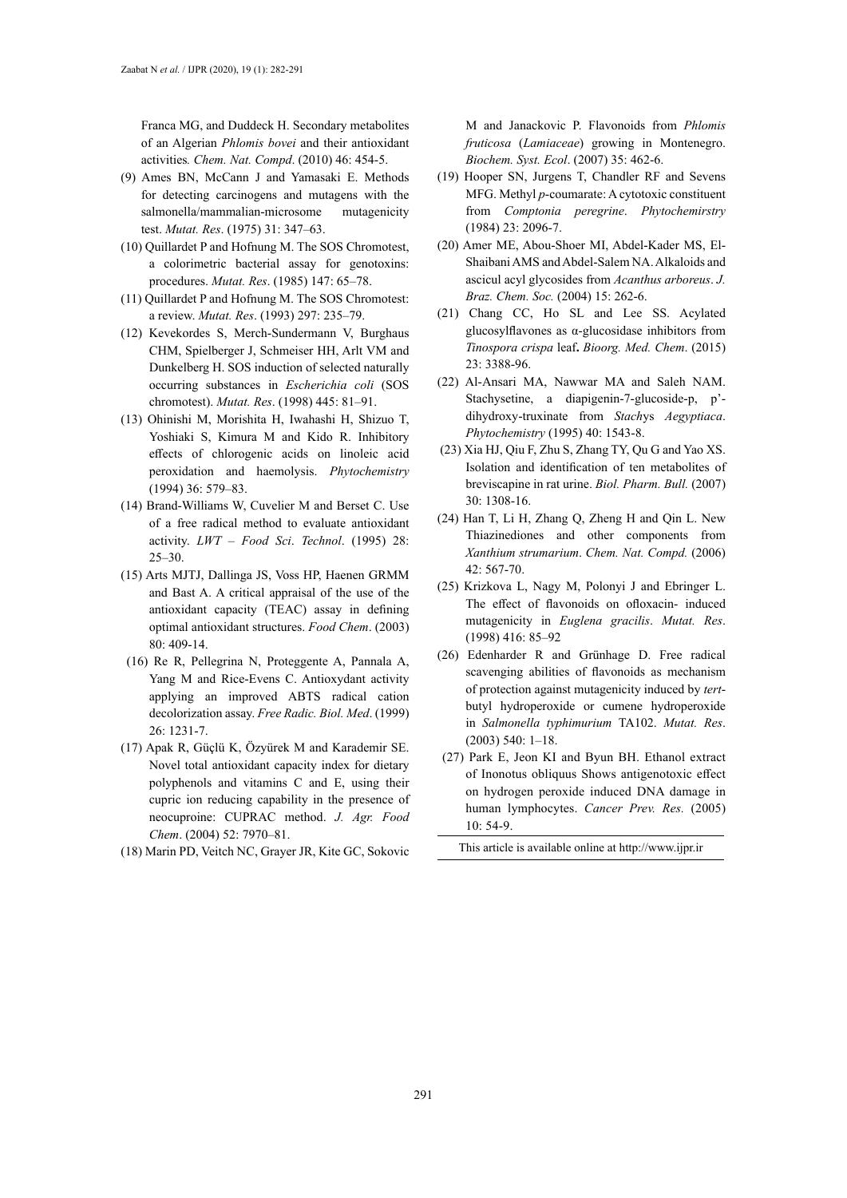Franca MG, and Duddeck H. Secondary metabolites of an Algerian *Phlomis bovei* and their antioxidant activities*. Chem. Nat. Compd*. (2010) 46: 454-5.

(9) Ames BN, McCann J and Yamasaki E. Methods for detecting carcinogens and mutagens with the salmonella/mammalian-microsome mutagenicity test. *Mutat. Res*. (1975) 31: 347–63.

(10) Quillardet P and Hofnung M. The SOS Chromotest, a colorimetric bacterial assay for genotoxins: procedures. *Mutat. Res*. (1985) 147: 65–78.

(11) Quillardet P and Hofnung M. The SOS Chromotest: a review. *Mutat. Res*. (1993) 297: 235–79.

(12) Kevekordes S, Merch-Sundermann V, Burghaus CHM, Spielberger J, Schmeiser HH, Arlt VM and Dunkelberg H. SOS induction of selected naturally occurring substances in *Escherichia coli* (SOS chromotest). *Mutat. Res*. (1998) 445: 81–91.

(13) Ohinishi M, Morishita H, Iwahashi H, Shizuo T, Yoshiaki S, Kimura M and Kido R. Inhibitory effects of chlorogenic acids on linoleic acid peroxidation and haemolysis. *Phytochemistry* (1994) 36: 579–83.

(14) Brand-Williams W, Cuvelier M and Berset C. Use of a free radical method to evaluate antioxidant activity. *LWT – Food Sci*. *Technol*. (1995) 28: 25–30.

(15) Arts MJTJ, Dallinga JS, Voss HP, Haenen GRMM and Bast A. A critical appraisal of the use of the antioxidant capacity (TEAC) assay in defining optimal antioxidant structures. *Food Chem*. (2003) 80: 409-14.

(16) Re R, Pellegrina N, Proteggente A, Pannala A, Yang M and Rice-Evens C. Antioxydant activity applying an improved ABTS radical cation decolorization assay. *Free Radic. Biol. Med*. (1999) 26: 1231-7.

(17) Apak R, Güçlü K, Özyürek M and Karademir SE. Novel total antioxidant capacity index for dietary polyphenols and vitamins C and E, using their cupric ion reducing capability in the presence of neocuproine: CUPRAC method. *J. Agr. Food Chem*. (2004) 52: 7970–81.

(18) Marin PD, Veitch NC, Grayer JR, Kite GC, Sokovic M and Janackovic P. Flavonoids from *Phlomis fruticosa* (*Lamiaceae*) growing in Montenegro. *Biochem. Syst. Ecol*. (2007) 35: 462-6.

(19) Hooper SN, Jurgens T, Chandler RF and Sevens MFG. Methyl *p*-coumarate: A cytotoxic constituent from *Comptonia peregrine*. *Phytochemirstry* (1984) 23: 2096-7.

(20) Amer ME, Abou-Shoer MI, Abdel-Kader MS, El-Shaibani AMS and Abdel-Salem NA. Alkaloids and ascicul acyl glycosides from *Acanthus arboreus*. *J. Braz. Chem. Soc.* (2004) 15: 262-6.

(21) Chang CC, Ho SL and Lee SS. Acylated glucosylflavones as α-glucosidase inhibitors from *Tinospora crispa* leaf**.** *Bioorg. Med. Chem*. (2015) 23: 3388-96.

(22) Al-Ansari MA, Nawwar MA and Saleh NAM. Stachysetine, a diapigenin-7-glucoside-p, p'-dihydroxy-truxinate from *Stach*ys *Aegyptiaca*. *Phytochemistry* (1995) 40: 1543-8.

(23) Xia HJ, Qiu F, Zhu S, Zhang TY, Qu G and Yao XS. Isolation and identification of ten metabolites of breviscapine in rat urine. *Biol. Pharm. Bull.* (2007) 30: 1308-16.

(24) Han T, Li H, Zhang Q, Zheng H and Qin L. New Thiazinediones and other components from *Xanthium strumarium*. *Chem. Nat. Compd.* (2006) 42: 567-70.

(25) Krizkova L, Nagy M, Polonyi J and Ebringer L. The effect of flavonoids on ofloxacin- induced mutagenicity in *Euglena gracilis*. *Mutat. Res*. (1998) 416: 85–92

(26) Edenharder R and Grünhage D. Free radical scavenging abilities of flavonoids as mechanism of protection against mutagenicity induced by *tert*-butyl hydroperoxide or cumene hydroperoxide in *Salmonella typhimurium* TA102. *Mutat. Res*. (2003) 540: 1–18.

(27) Park E, Jeon KI and Byun BH. Ethanol extract of Inonotus obliquus Shows antigenotoxic effect on hydrogen peroxide induced DNA damage in human lymphocytes. *Cancer Prev. Res.* (2005) 10: 54-9.

This article is available online at http://www.ijpr.ir